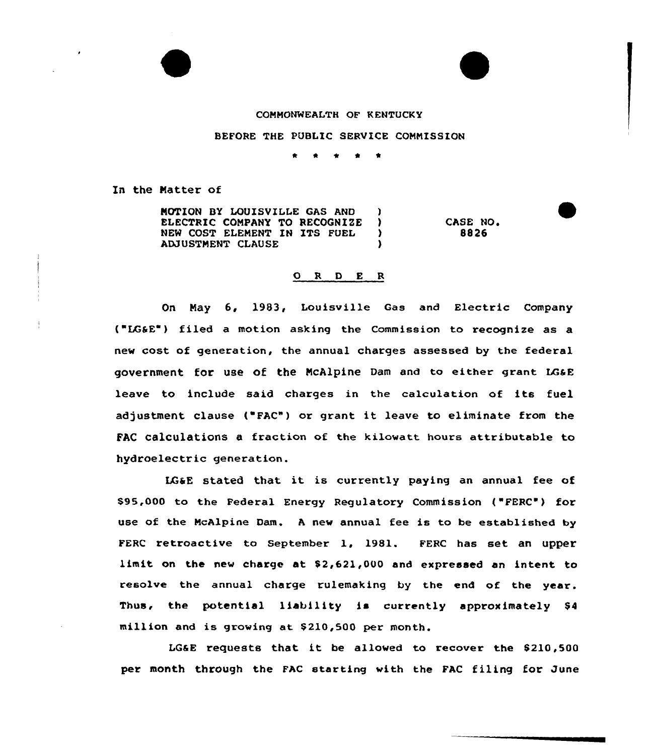COMMONWEALTH OF KENTUCKY

BEFORE THE PUBLIC SERVICE COMMISSION

\* \* \* \* \*

In the Matter of

| | | |
|---|---|---|
| MOTION BY LOUISVILLE GAS AND ELECTRIC COMPANY TO RECOGNIZE NEW COST ELEMENT IN ITS FUEL ADJUSTMENT CLAUSE | ) ) ) ) | CASE NO. 8826 |

## O R D E R

On May 6, 1983, Louisville Gas and Electric Company ("LG&E") filed a motion asking the Commission to recognize as a new cost of generation, the annual charges assessed by the federal government for use of the McAlpine Dam and to either grant LG&E leave to include said charges in the calculation of its fuel adjustment clause ("FAC") or grant it leave to eliminate from the FAC calculations a fraction of the kilowatt hours attributable to hydroelectric generation.

LG&E stated that it is currently paying an annual fee of $95,000 to the Federal Energy Regulatory Commission ("FERC") for use of the McAlpine Dam. A new annual fee is to be established by FERC retroactive to September 1, 1981. FERC has set an upper limit on the new charge at $2,621,000 and expressed an intent to resolve the annual charge rulemaking by the end of the year. Thus, the potential liability is currently approximately $4 million and is growing at $210,500 per month.

LG&E requests that it be allowed to recover the $210,500 per month through the FAC starting with the FAC filing for June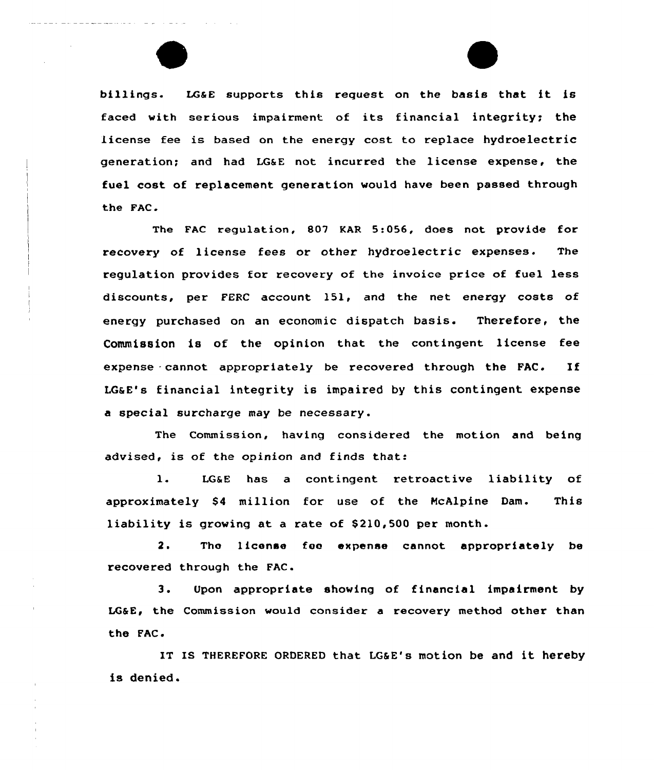billings. LG&E supports this request on the basis that it is faced with serious impairment of its financial integrity; the license fee is based on the energy cost to replace hydroelectric generation; and had LG&E not incurred the license expense, the fuel cost of replacement generation would have been passed through the FAC.

The FAC regulation, 807 KAR 5:056, does not provide for recovery of license fees or other hydroelectric expenses. The regulation provides for recovery of the invoice price of fuel less discounts, per FERC account 151, and the net energy costs of energy purchased on an economic dispatch basis. Therefore, the Commission is of the opinion that the contingent license fee expense cannot appropriately be recovered through the FAC. If LG&E's financial integrity is impaired by this contingent expense a special surcharge may be necessary.

The Commission, having considered the motion and being advised, is of the opinion and finds that:

1. LG&E has a contingent retroactive liability of approximately $4 million for use of the McAlpine Dam. This liability is growing at a rate of $210,500 per month.

2. The license fee expense cannot appropriately be recovered through the FAC.

3. Upon appropriate showing of financial impairment by LG&E, the Commission would consider a recovery method other than the FAC.

IT IS THEREFORE ORDERED that LG&E's motion be and it hereby is denied.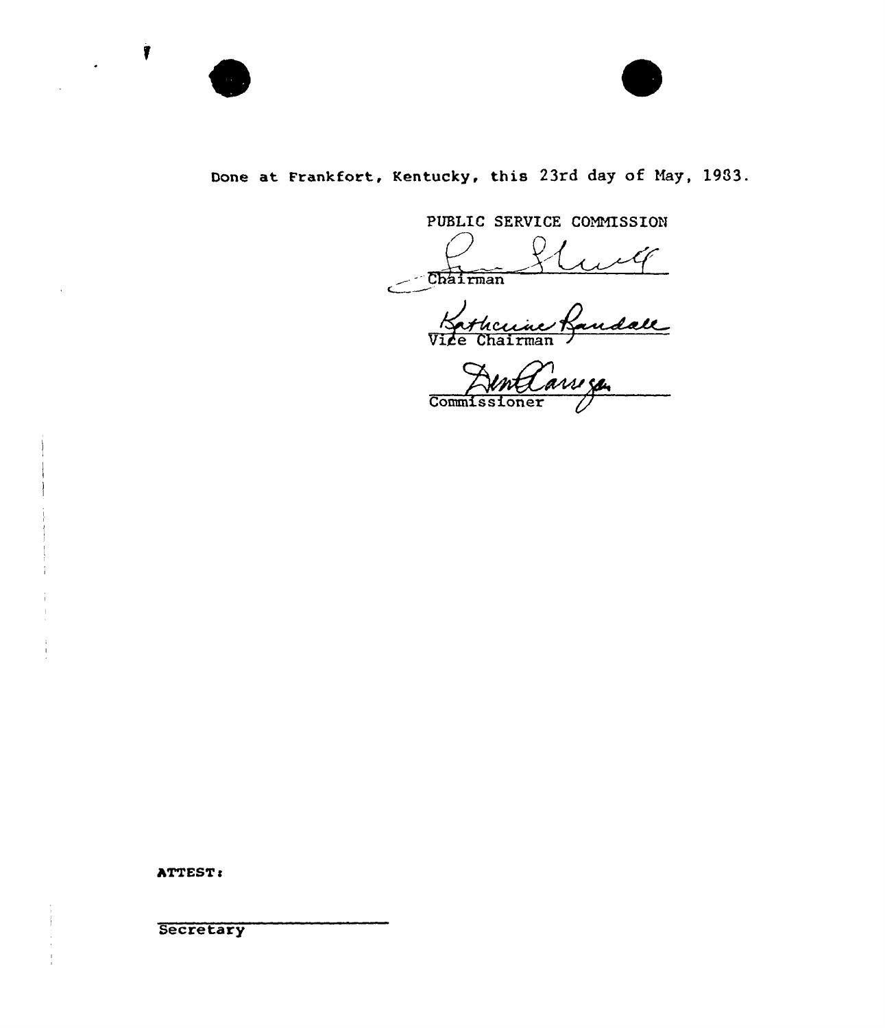Done at Frankfort, Kentucky, this 23rd day of May, 1983.

PUBLIC SERVICE COMMISSION

Chairman

Vice Chairman

Commissioner

ATTEST:

Secretary